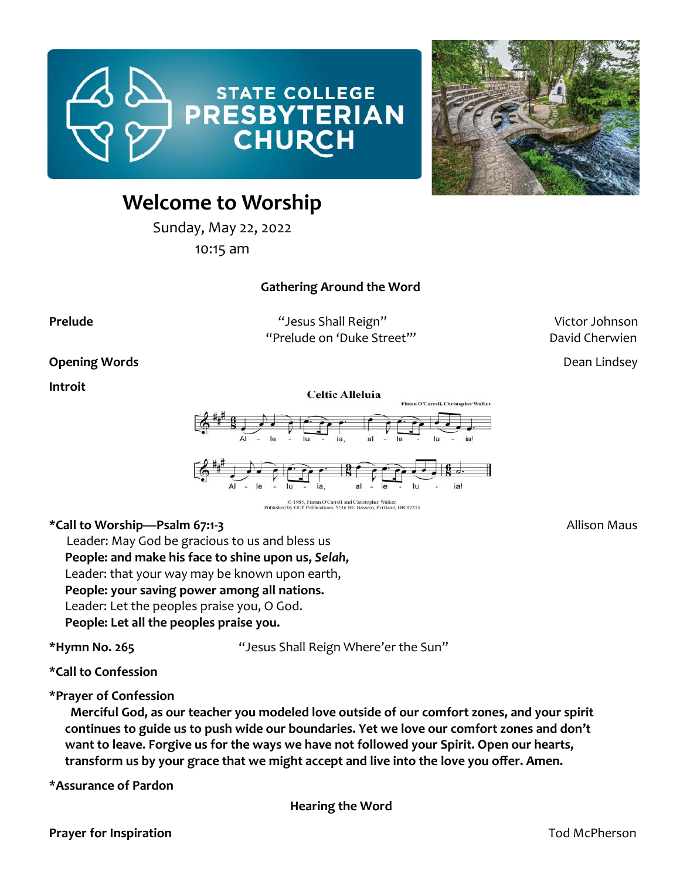STATE COLLEGE PRESBYTERIAN CHURCH

# Welcome to Worship

Sunday, May 22, 2022

10:15 am

## Gathering Around the Word

**Prelude** — "Jesus Shall Reign" — Victor Johnson
"Prelude on 'Duke Street'" — David Cherwien

**Opening Words** — Dean Lindsey

**Introit**

Celtic Alleluia

Fintan O'Carroll, Christopher Walker

Al - le - lu - ia, al - le - lu - ia!
Al - le - lu - ia, al - le - lu - ia!

© 1985, Fintan O'Carroll and Christopher Walker. Published by OCP Publications, 5536 NE Hassalo, Portland, OR 97213

**\*Call to Worship—Psalm 67:1-3** — Allison Maus

Leader: May God be gracious to us and bless us
**People: and make his face to shine upon us, *Selah,***
Leader: that your way may be known upon earth,
**People: your saving power among all nations.**
Leader: Let the peoples praise you, O God.
**People: Let all the peoples praise you.**

**\*Hymn No. 265** — "Jesus Shall Reign Where'er the Sun"

**\*Call to Confession**

**\*Prayer of Confession**

**Merciful God, as our teacher you modeled love outside of our comfort zones, and your spirit continues to guide us to push wide our boundaries. Yet we love our comfort zones and don't want to leave. Forgive us for the ways we have not followed your Spirit. Open our hearts, transform us by your grace that we might accept and live into the love you offer. Amen.**

**\*Assurance of Pardon**

## Hearing the Word

**Prayer for Inspiration** — Tod McPherson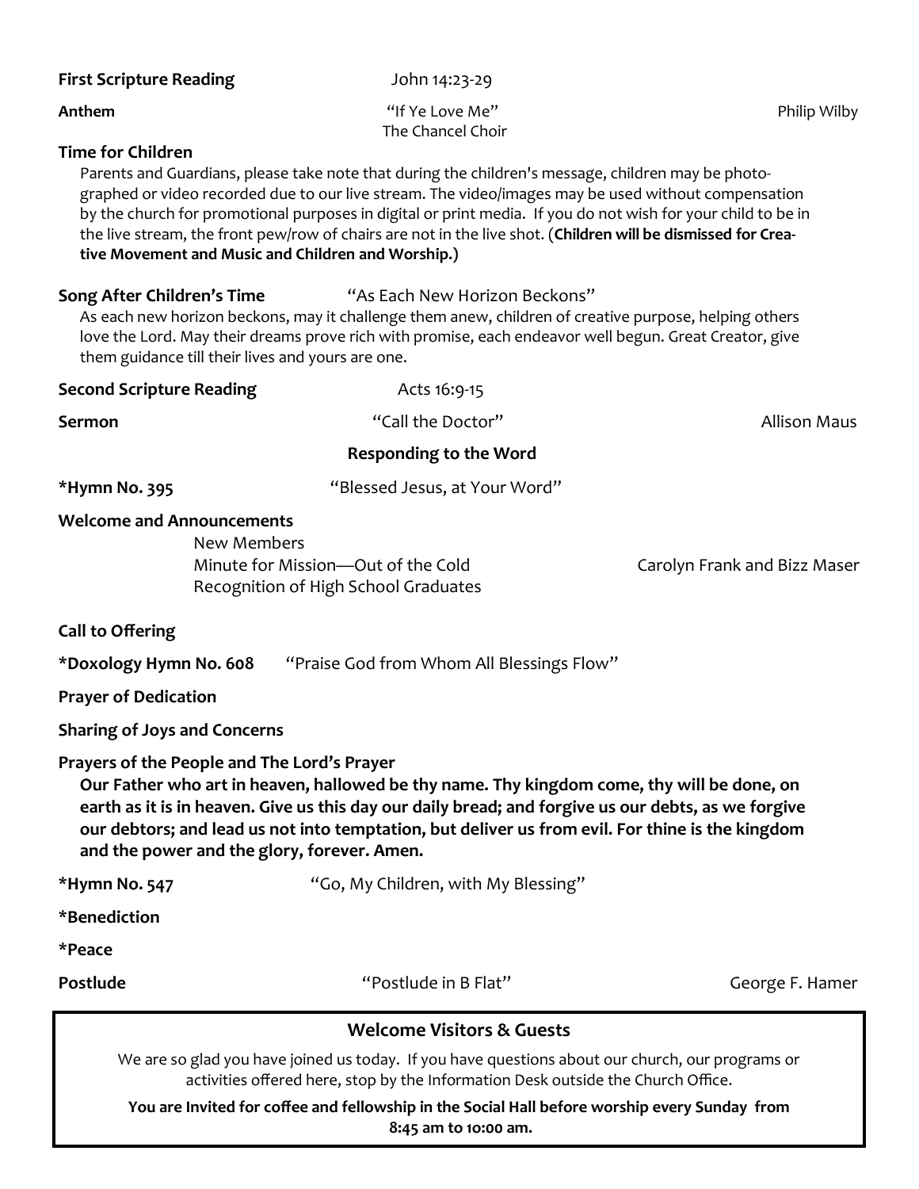**First Scripture Reading** John 14:23-29

**Anthem** "If Ye Love Me" Philip Wilby
The Chancel Choir

**Time for Children**

Parents and Guardians, please take note that during the children's message, children may be photographed or video recorded due to our live stream. The video/images may be used without compensation by the church for promotional purposes in digital or print media. If you do not wish for your child to be in the live stream, the front pew/row of chairs are not in the live shot. (**Children will be dismissed for Creative Movement and Music and Children and Worship.**)

**Song After Children's Time** "As Each New Horizon Beckons"

As each new horizon beckons, may it challenge them anew, children of creative purpose, helping others love the Lord. May their dreams prove rich with promise, each endeavor well begun. Great Creator, give them guidance till their lives and yours are one.

**Second Scripture Reading** Acts 16:9-15

**Sermon** "Call the Doctor" Allison Maus

**Responding to the Word**

**\*Hymn No. 395** "Blessed Jesus, at Your Word"

**Welcome and Announcements**

New Members
Minute for Mission—Out of the Cold Carolyn Frank and Bizz Maser
Recognition of High School Graduates

**Call to Offering**

**\*Doxology Hymn No. 608** "Praise God from Whom All Blessings Flow"

**Prayer of Dedication**

**Sharing of Joys and Concerns**

**Prayers of the People and The Lord's Prayer**

**Our Father who art in heaven, hallowed be thy name. Thy kingdom come, thy will be done, on earth as it is in heaven. Give us this day our daily bread; and forgive us our debts, as we forgive our debtors; and lead us not into temptation, but deliver us from evil. For thine is the kingdom and the power and the glory, forever. Amen.**

**\*Hymn No. 547** "Go, My Children, with My Blessing"

**\*Benediction**

**\*Peace**

**Postlude** "Postlude in B Flat" George F. Hamer

## Welcome Visitors & Guests

We are so glad you have joined us today. If you have questions about our church, our programs or activities offered here, stop by the Information Desk outside the Church Office.

**You are Invited for coffee and fellowship in the Social Hall before worship every Sunday from 8:45 am to 10:00 am.**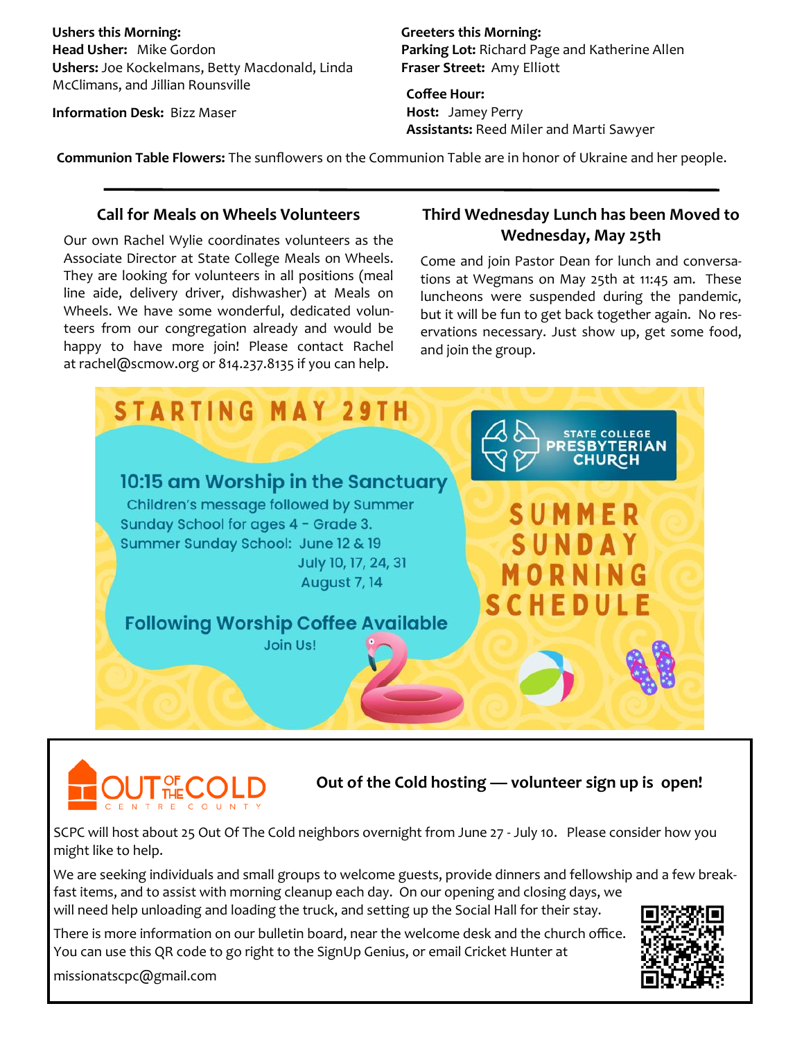**Ushers this Morning:**
**Head Usher:** Mike Gordon
**Ushers:** Joe Kockelmans, Betty Macdonald, Linda McClimans, and Jillian Rounsville

**Information Desk:** Bizz Maser

**Greeters this Morning:**
**Parking Lot:** Richard Page and Katherine Allen
**Fraser Street:** Amy Elliott

**Coffee Hour:**
**Host:** Jamey Perry
**Assistants:** Reed Miler and Marti Sawyer

**Communion Table Flowers:** The sunflowers on the Communion Table are in honor of Ukraine and her people.

---

## Call for Meals on Wheels Volunteers

Our own Rachel Wylie coordinates volunteers as the Associate Director at State College Meals on Wheels. They are looking for volunteers in all positions (meal line aide, delivery driver, dishwasher) at Meals on Wheels. We have some wonderful, dedicated volunteers from our congregation already and would be happy to have more join! Please contact Rachel at rachel@scmow.org or 814.237.8135 if you can help.

## Third Wednesday Lunch has been Moved to Wednesday, May 25th

Come and join Pastor Dean for lunch and conversations at Wegmans on May 25th at 11:45 am. These luncheons were suspended during the pandemic, but it will be fun to get back together again. No reservations necessary. Just show up, get some food, and join the group.

## STARTING MAY 29TH

STATE COLLEGE PRESBYTERIAN CHURCH

### SUMMER SUNDAY MORNING SCHEDULE

**10:15 am Worship in the Sanctuary**

Children's message followed by Summer Sunday School for ages 4 - Grade 3.

Summer Sunday School: June 12 & 19
July 10, 17, 24, 31
August 7, 14

**Following Worship Coffee Available**

Join Us!

---

OUT OF THE COLD CENTRE COUNTY

## Out of the Cold hosting — volunteer sign up is open!

SCPC will host about 25 Out Of The Cold neighbors overnight from June 27 - July 10. Please consider how you might like to help.

We are seeking individuals and small groups to welcome guests, provide dinners and fellowship and a few breakfast items, and to assist with morning cleanup each day. On our opening and closing days, we will need help unloading and loading the truck, and setting up the Social Hall for their stay.

There is more information on our bulletin board, near the welcome desk and the church office. You can use this QR code to go right to the SignUp Genius, or email Cricket Hunter at

missionatscpc@gmail.com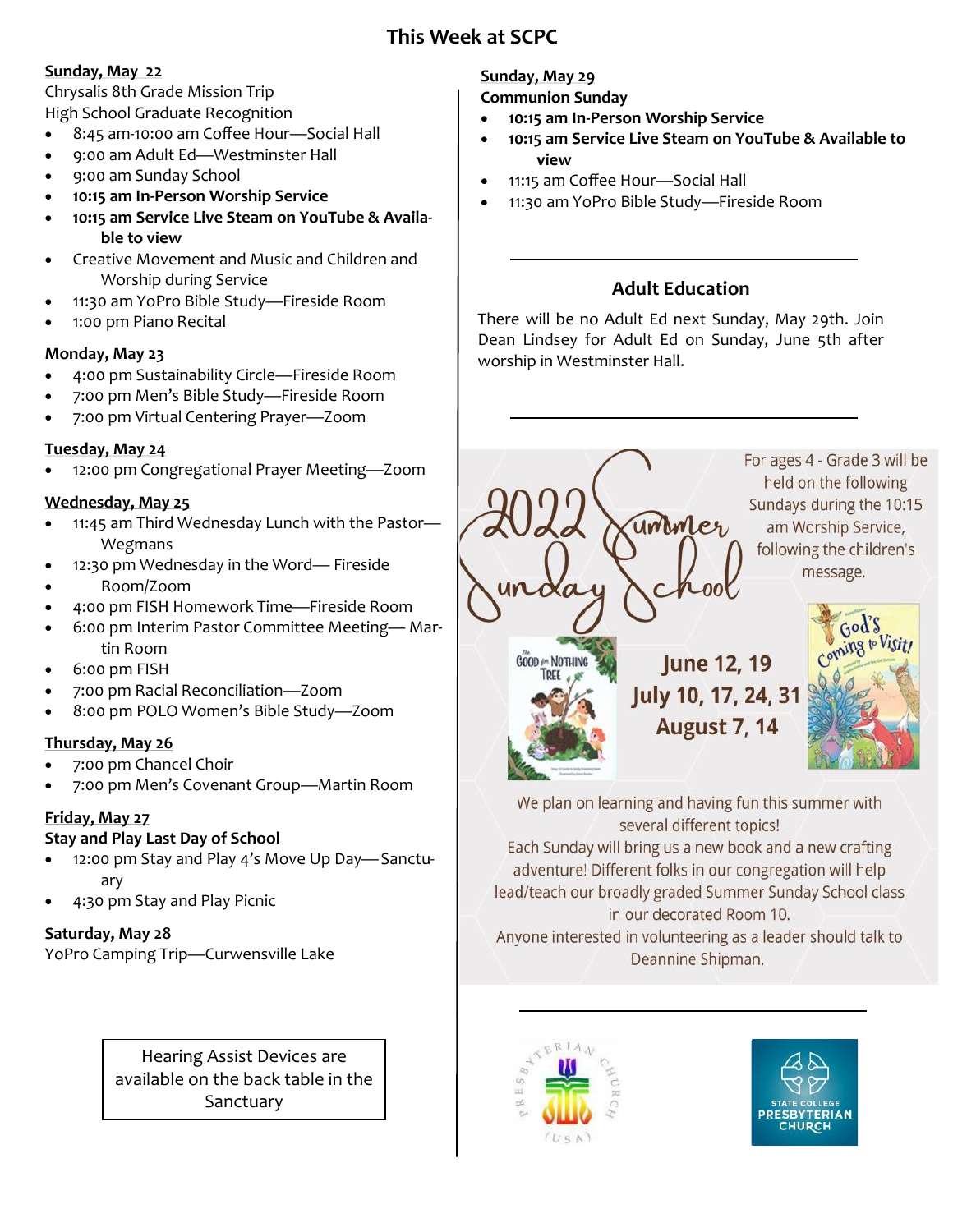# This Week at SCPC

**Sunday, May 22**

Chrysalis 8th Grade Mission Trip

High School Graduate Recognition

- 8:45 am-10:00 am Coffee Hour—Social Hall
- 9:00 am Adult Ed—Westminster Hall
- 9:00 am Sunday School
- **10:15 am In-Person Worship Service**
- **10:15 am Service Live Steam on YouTube & Available to view**
- Creative Movement and Music and Children and Worship during Service
- 11:30 am YoPro Bible Study—Fireside Room
- 1:00 pm Piano Recital

**Monday, May 23**

- 4:00 pm Sustainability Circle—Fireside Room
- 7:00 pm Men's Bible Study—Fireside Room
- 7:00 pm Virtual Centering Prayer—Zoom

**Tuesday, May 24**

- 12:00 pm Congregational Prayer Meeting—Zoom

**Wednesday, May 25**

- 11:45 am Third Wednesday Lunch with the Pastor—Wegmans
- 12:30 pm Wednesday in the Word— Fireside Room/Zoom
- 4:00 pm FISH Homework Time—Fireside Room
- 6:00 pm Interim Pastor Committee Meeting— Martin Room
- 6:00 pm FISH
- 7:00 pm Racial Reconciliation—Zoom
- 8:00 pm POLO Women's Bible Study—Zoom

**Thursday, May 26**

- 7:00 pm Chancel Choir
- 7:00 pm Men's Covenant Group—Martin Room

**Friday, May 27**

**Stay and Play Last Day of School**

- 12:00 pm Stay and Play 4's Move Up Day—Sanctuary
- 4:30 pm Stay and Play Picnic

**Saturday, May 28**

YoPro Camping Trip—Curwensville Lake

Hearing Assist Devices are available on the back table in the Sanctuary

**Sunday, May 29**

**Communion Sunday**

- **10:15 am In-Person Worship Service**
- **10:15 am Service Live Steam on YouTube & Available to view**
- 11:15 am Coffee Hour—Social Hall
- 11:30 am YoPro Bible Study—Fireside Room

## Adult Education

There will be no Adult Ed next Sunday, May 29th. Join Dean Lindsey for Adult Ed on Sunday, June 5th after worship in Westminster Hall.

## 2022 Summer Sunday School

For ages 4 - Grade 3 will be held on the following Sundays during the 10:15 am Worship Service, following the children's message.

**June 12, 19**
**July 10, 17, 24, 31**
**August 7, 14**

We plan on learning and having fun this summer with several different topics!
Each Sunday will bring us a new book and a new crafting adventure! Different folks in our congregation will help lead/teach our broadly graded Summer Sunday School class in our decorated Room 10.
Anyone interested in volunteering as a leader should talk to Deannine Shipman.